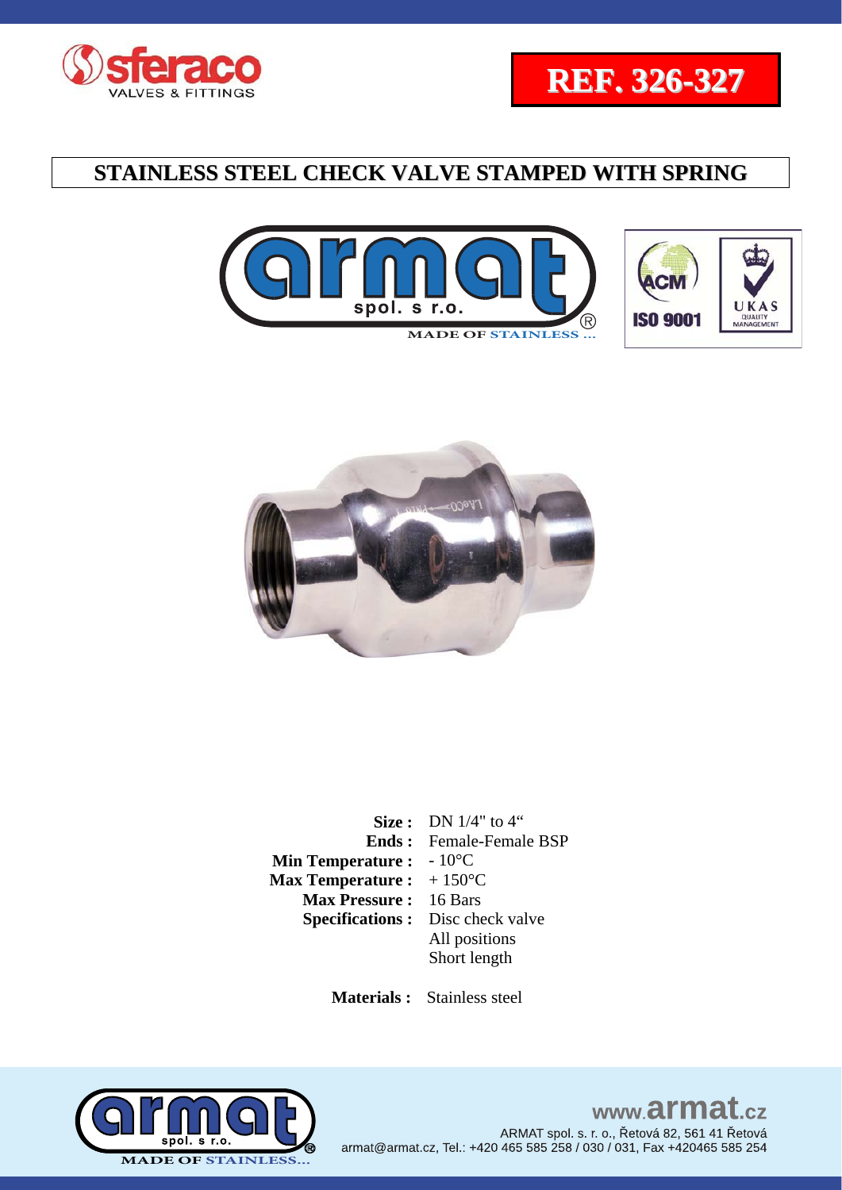**REF. 326-327**

# STAINLESS STEEL CHECK VALVE STAMPED WITH SPRING

| | |
|---|---|
| **Size :** | DN 1/4" to 4" |
| **Ends :** | Female-Female BSP |
| **Min Temperature :** | - 10°C |
| **Max Temperature :** | + 150°C |
| **Max Pressure :** | 16 Bars |
| **Specifications :** | Disc check valve<br>All positions<br>Short length |

**Materials :** Stainless steel

www.armat.cz
ARMAT spol. s. r. o., Řetová 82, 561 41 Řetová
armat@armat.cz, Tel.: +420 465 585 258 / 030 / 031, Fax +420465 585 254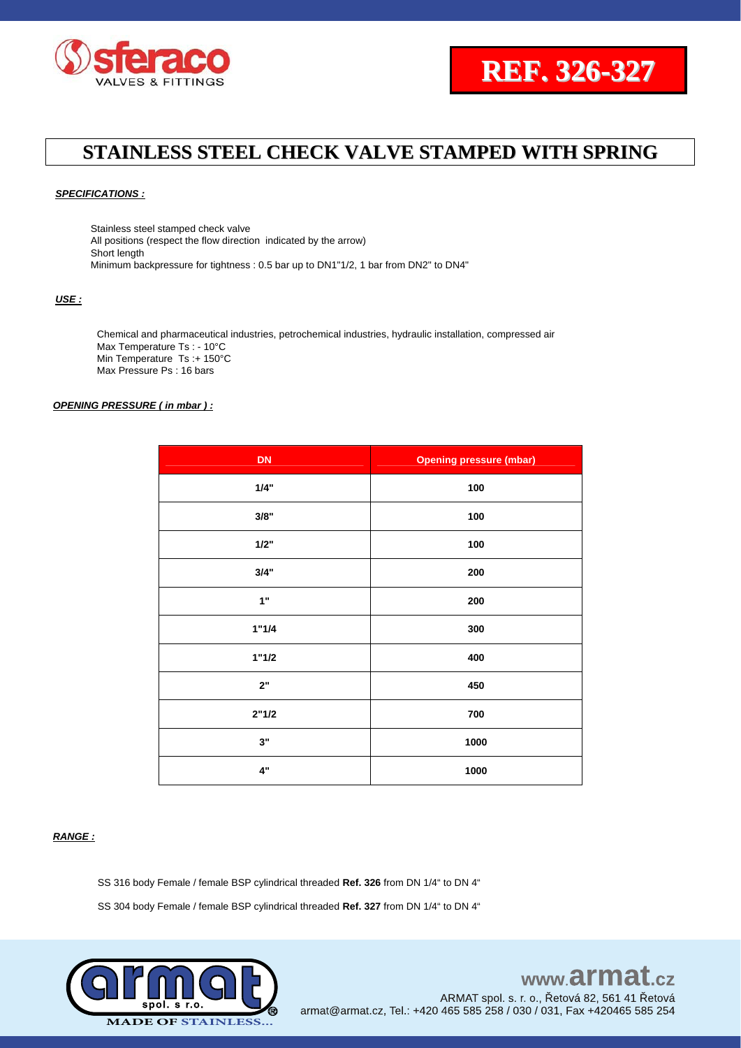**REF. 326-327**

# STAINLESS STEEL CHECK VALVE STAMPED WITH SPRING

***SPECIFICATIONS :***

Stainless steel stamped check valve
All positions (respect the flow direction indicated by the arrow)
Short length
Minimum backpressure for tightness : 0.5 bar up to DN1"1/2, 1 bar from DN2" to DN4"

***USE :***

Chemical and pharmaceutical industries, petrochemical industries, hydraulic installation, compressed air
Max Temperature Ts : - 10°C
Min Temperature Ts :+ 150°C
Max Pressure Ps : 16 bars

***OPENING PRESSURE ( in mbar ) :***

| DN | Opening pressure (mbar) |
|---|---|
| 1/4" | 100 |
| 3/8" | 100 |
| 1/2" | 100 |
| 3/4" | 200 |
| 1" | 200 |
| 1"1/4 | 300 |
| 1"1/2 | 400 |
| 2" | 450 |
| 2"1/2 | 700 |
| 3" | 1000 |
| 4" | 1000 |

***RANGE :***

SS 316 body Female / female BSP cylindrical threaded **Ref. 326** from DN 1/4" to DN 4"

SS 304 body Female / female BSP cylindrical threaded **Ref. 327** from DN 1/4" to DN 4"

www.armat.cz
ARMAT spol. s. r. o., Řetová 82, 561 41 Řetová
armat@armat.cz, Tel.: +420 465 585 258 / 030 / 031, Fax +420465 585 254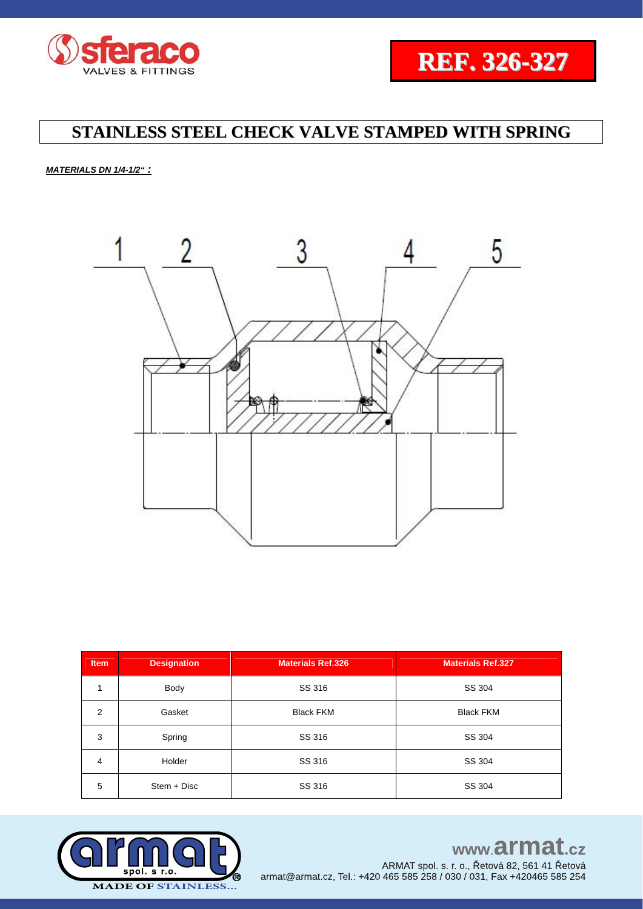# REF. 326-327

## STAINLESS STEEL CHECK VALVE STAMPED WITH SPRING

***MATERIALS DN 1/4-1/2" :***

1 2 3 4 5

| Item | Designation | Materials Ref.326 | Materials Ref.327 |
|---|---|---|---|
| 1 | Body | SS 316 | SS 304 |
| 2 | Gasket | Black FKM | Black FKM |
| 3 | Spring | SS 316 | SS 304 |
| 4 | Holder | SS 316 | SS 304 |
| 5 | Stem + Disc | SS 316 | SS 304 |

www.armat.cz

ARMAT spol. s r. o., Řetová 82, 561 41 Řetová
armat@armat.cz, Tel.: +420 465 585 258 / 030 / 031, Fax +420465 585 254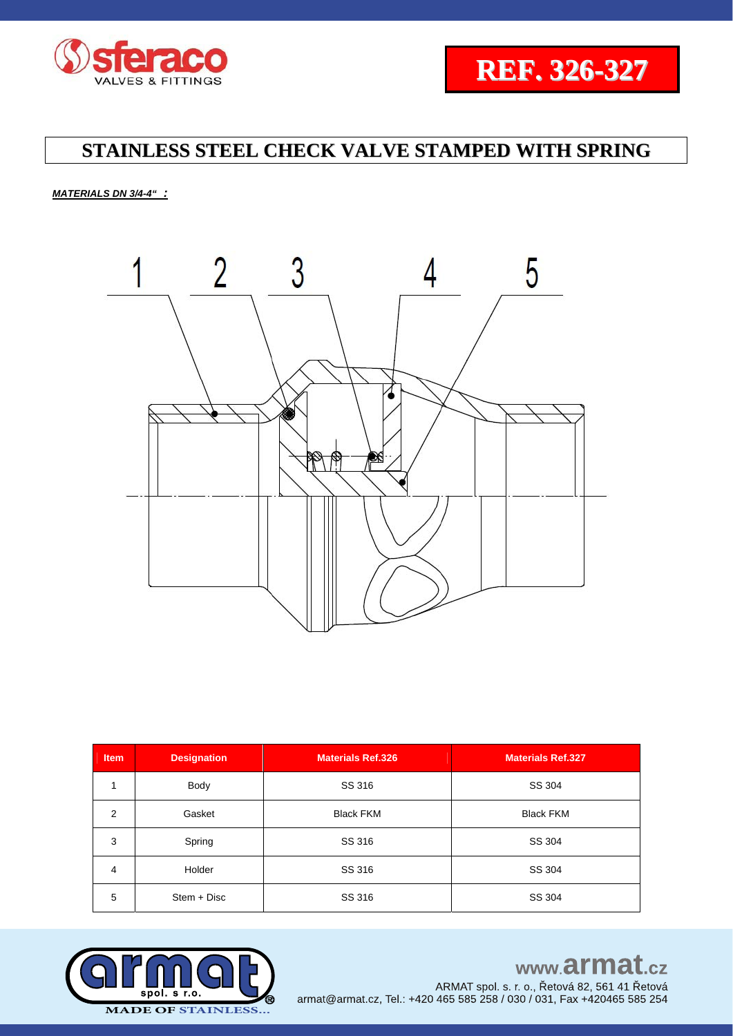**REF. 326-327**

# STAINLESS STEEL CHECK VALVE STAMPED WITH SPRING

***MATERIALS DN 3/4-4" :***

| Item | Designation | Materials Ref.326 | Materials Ref.327 |
|---|---|---|---|
| 1 | Body | SS 316 | SS 304 |
| 2 | Gasket | Black FKM | Black FKM |
| 3 | Spring | SS 316 | SS 304 |
| 4 | Holder | SS 316 | SS 304 |
| 5 | Stem + Disc | SS 316 | SS 304 |

www.armat.cz

ARMAT spol. s. r. o., Řetová 82, 561 41 Řetová
armat@armat.cz, Tel.: +420 465 585 258 / 030 / 031, Fax +420465 585 254

MADE OF STAINLESS...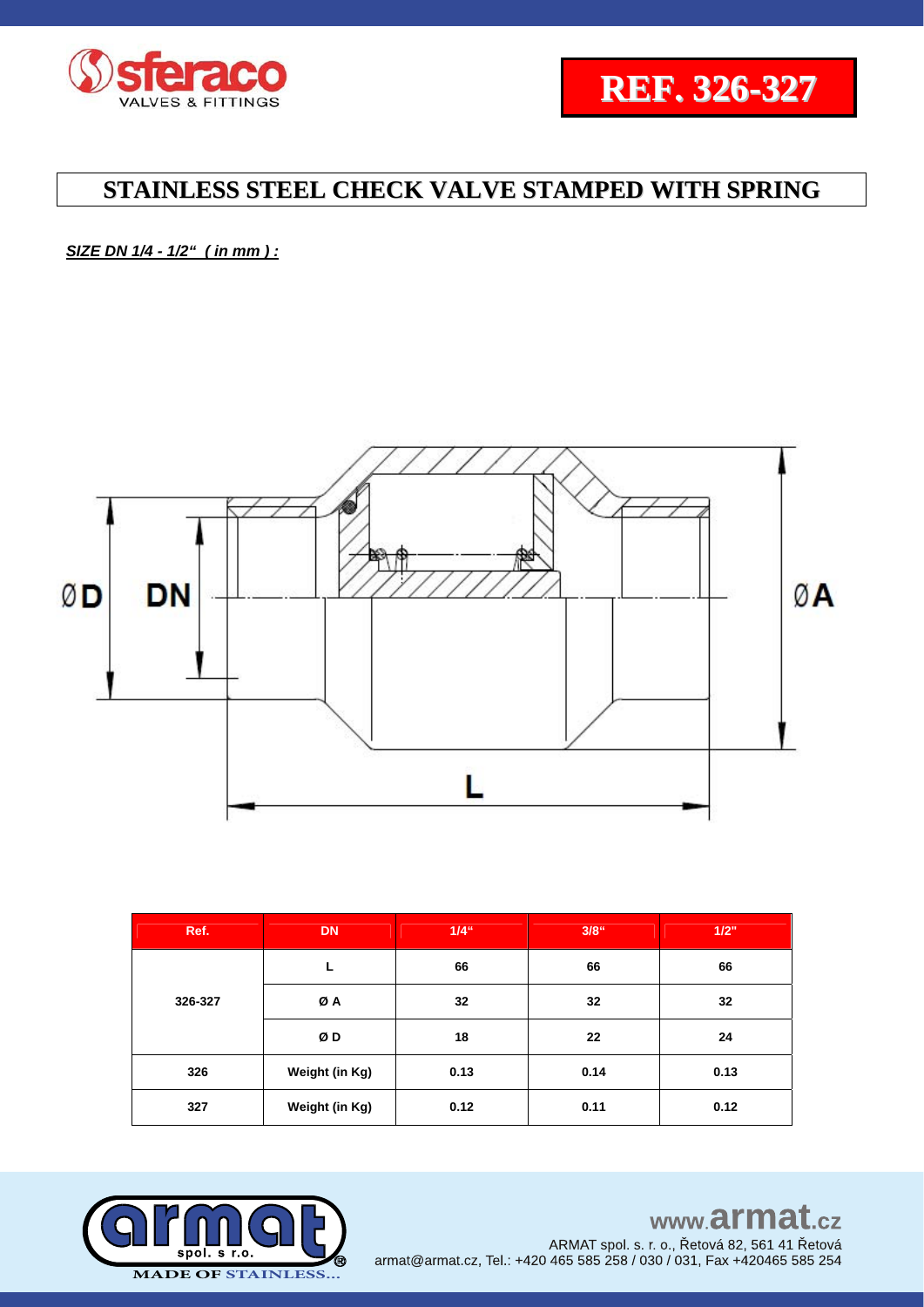# REF. 326-327

## STAINLESS STEEL CHECK VALVE STAMPED WITH SPRING

***SIZE DN 1/4 - 1/2" ( in mm ) :***

| Ref. | DN | 1/4" | 3/8" | 1/2" |
|---|---|---|---|---|
| 326-327 | L | 66 | 66 | 66 |
| | Ø A | 32 | 32 | 32 |
| | Ø D | 18 | 22 | 24 |
| 326 | Weight (in Kg) | 0.13 | 0.14 | 0.13 |
| 327 | Weight (in Kg) | 0.12 | 0.11 | 0.12 |

www.armat.cz

ARMAT spol. s r. o., Řetová 82, 561 41 Řetová
armat@armat.cz, Tel.: +420 465 585 258 / 030 / 031, Fax +420465 585 254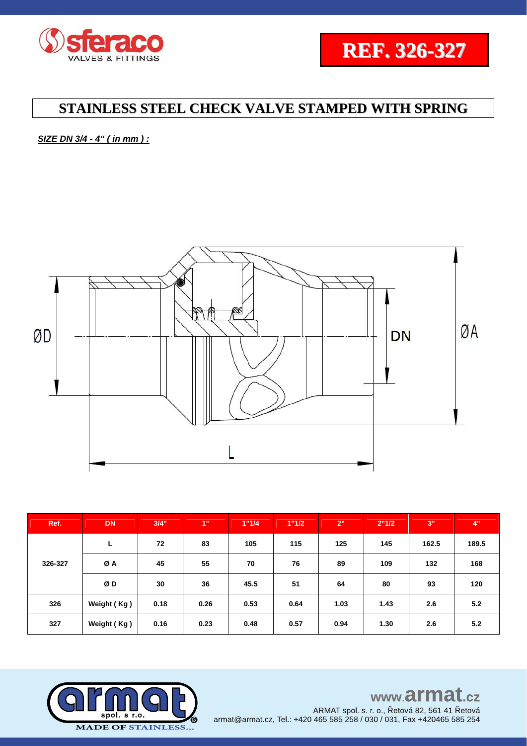**REF. 326-327**

# STAINLESS STEEL CHECK VALVE STAMPED WITH SPRING

***SIZE DN 3/4 - 4" ( in mm ) :***

| Ref. | DN | 3/4" | 1" | 1"1/4 | 1"1/2 | 2" | 2"1/2 | 3" | 4" |
|---|---|---|---|---|---|---|---|---|---|
| 326-327 | L | 72 | 83 | 105 | 115 | 125 | 145 | 162.5 | 189.5 |
| | Ø A | 45 | 55 | 70 | 76 | 89 | 109 | 132 | 168 |
| | Ø D | 30 | 36 | 45.5 | 51 | 64 | 80 | 93 | 120 |
| 326 | Weight ( Kg ) | 0.18 | 0.26 | 0.53 | 0.64 | 1.03 | 1.43 | 2.6 | 5.2 |
| 327 | Weight ( Kg ) | 0.16 | 0.23 | 0.48 | 0.57 | 0.94 | 1.30 | 2.6 | 5.2 |

www.armat.cz

ARMAT spol. s r. o., Řetová 82, 561 41 Řetová
armat@armat.cz, Tel.: +420 465 585 258 / 030 / 031, Fax +420465 585 254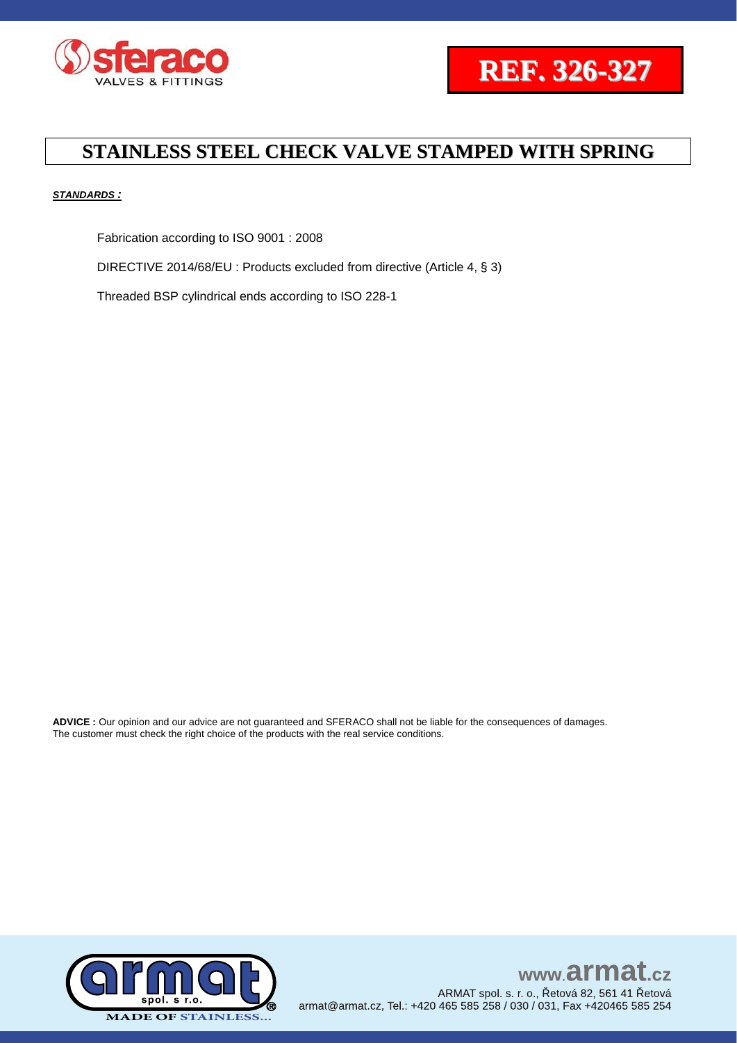**REF. 326-327**

# STAINLESS STEEL CHECK VALVE STAMPED WITH SPRING

***STANDARDS :***

Fabrication according to ISO 9001 : 2008

DIRECTIVE 2014/68/EU : Products excluded from directive (Article 4, § 3)

Threaded BSP cylindrical ends according to ISO 228-1

**ADVICE :** Our opinion and our advice are not guaranteed and SFERACO shall not be liable for the consequences of damages. The customer must check the right choice of the products with the real service conditions.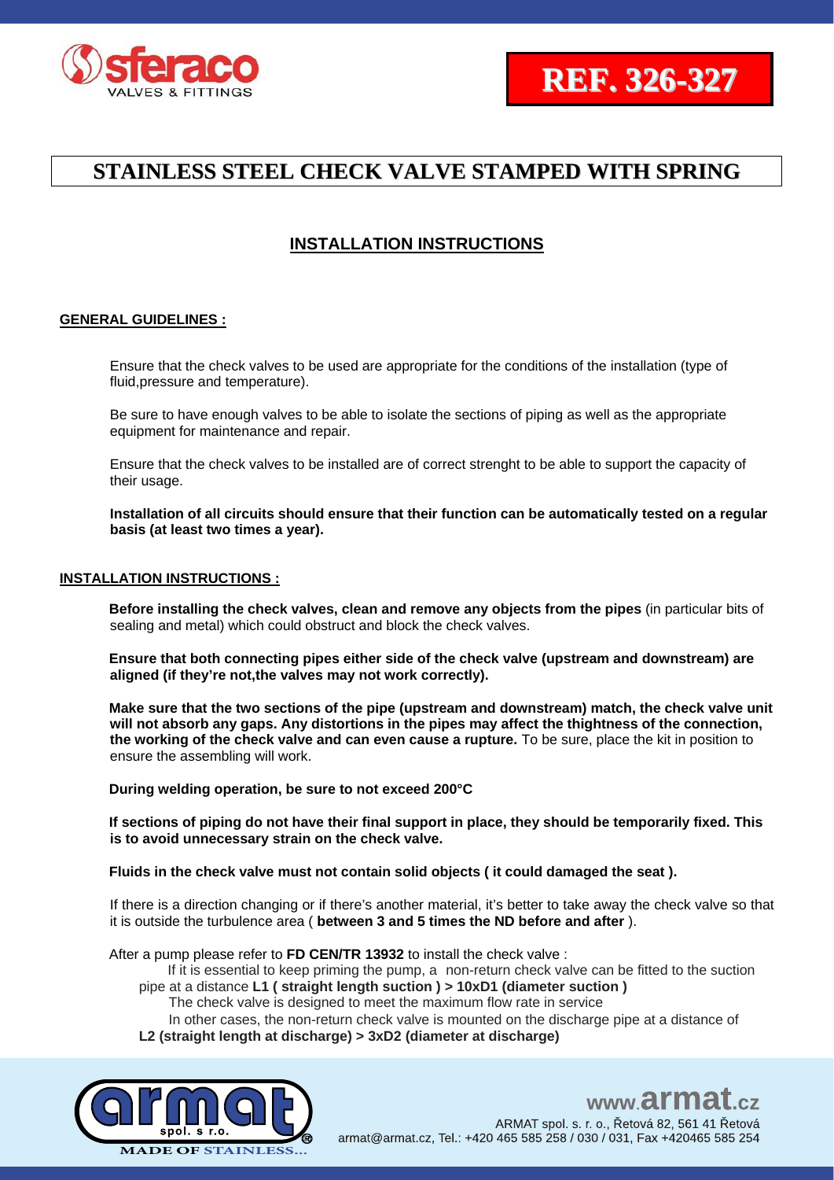**REF. 326-327**

# STAINLESS STEEL CHECK VALVE STAMPED WITH SPRING

## INSTALLATION INSTRUCTIONS

### GENERAL GUIDELINES :

Ensure that the check valves to be used are appropriate for the conditions of the installation (type of fluid,pressure and temperature).

Be sure to have enough valves to be able to isolate the sections of piping as well as the appropriate equipment for maintenance and repair.

Ensure that the check valves to be installed are of correct strenght to be able to support the capacity of their usage.

**Installation of all circuits should ensure that their function can be automatically tested on a regular basis (at least two times a year).**

### INSTALLATION INSTRUCTIONS :

**Before installing the check valves, clean and remove any objects from the pipes** (in particular bits of sealing and metal) which could obstruct and block the check valves.

**Ensure that both connecting pipes either side of the check valve (upstream and downstream) are aligned (if they're not,the valves may not work correctly).**

**Make sure that the two sections of the pipe (upstream and downstream) match, the check valve unit will not absorb any gaps. Any distortions in the pipes may affect the thightness of the connection, the working of the check valve and can even cause a rupture.** To be sure, place the kit in position to ensure the assembling will work.

**During welding operation, be sure to not exceed 200°C**

**If sections of piping do not have their final support in place, they should be temporarily fixed. This is to avoid unnecessary strain on the check valve.**

**Fluids in the check valve must not contain solid objects ( it could damaged the seat ).**

If there is a direction changing or if there's another material, it's better to take away the check valve so that it is outside the turbulence area ( **between 3 and 5 times the ND before and after** ).

After a pump please refer to **FD CEN/TR 13932** to install the check valve :

If it is essential to keep priming the pump, a non-return check valve can be fitted to the suction pipe at a distance **L1 ( straight length suction ) > 10xD1 (diameter suction )**

The check valve is designed to meet the maximum flow rate in service

In other cases, the non-return check valve is mounted on the discharge pipe at a distance of **L2 (straight length at discharge) > 3xD2 (diameter at discharge)**

www.armat.cz
ARMAT spol. s r. o., Řetová 82, 561 41 Řetová
armat@armat.cz, Tel.: +420 465 585 258 / 030 / 031, Fax +420465 585 254